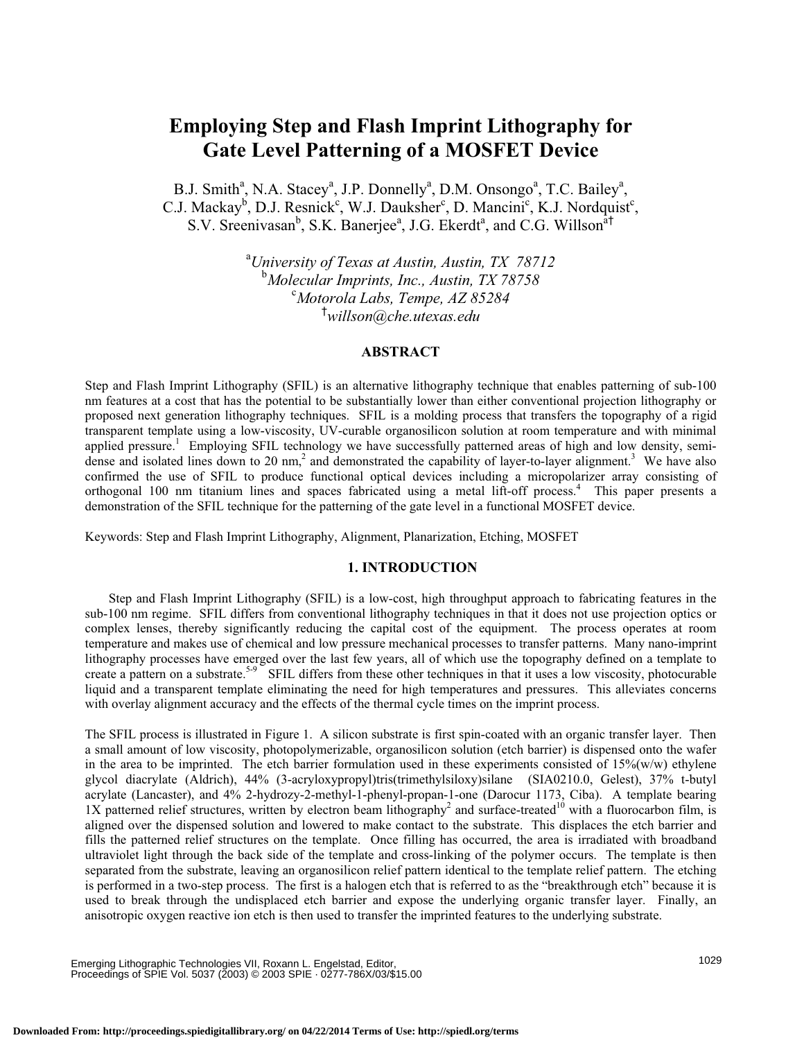# Employing Step and Flash Imprint Lithography for Gate Level Patterning of a MOSFET Device

B.J. Smith[a], N.A. Stacey[a], J.P. Donnelly[a], D.M. Onsongo[a], T.C. Bailey[a], C.J. Mackay[b], D.J. Resnick[c], W.J. Dauksher[c], D. Mancini[c], K.J. Nordquist[c], S.V. Sreenivasan[b], S.K. Banerjee[a], J.G. Ekerdt[a], and C.G. Willson[a†]

[a]*University of Texas at Austin, Austin, TX 78712*
[b]*Molecular Imprints, Inc., Austin, TX 78758*
[c]*Motorola Labs, Tempe, AZ 85284*
[†]*willson@che.utexas.edu*

## ABSTRACT

Step and Flash Imprint Lithography (SFIL) is an alternative lithography technique that enables patterning of sub-100 nm features at a cost that has the potential to be substantially lower than either conventional projection lithography or proposed next generation lithography techniques. SFIL is a molding process that transfers the topography of a rigid transparent template using a low-viscosity, UV-curable organosilicon solution at room temperature and with minimal applied pressure.[1] Employing SFIL technology we have successfully patterned areas of high and low density, semi-dense and isolated lines down to 20 nm,[2] and demonstrated the capability of layer-to-layer alignment.[3] We have also confirmed the use of SFIL to produce functional optical devices including a micropolarizer array consisting of orthogonal 100 nm titanium lines and spaces fabricated using a metal lift-off process.[4] This paper presents a demonstration of the SFIL technique for the patterning of the gate level in a functional MOSFET device.

Keywords: Step and Flash Imprint Lithography, Alignment, Planarization, Etching, MOSFET

## 1. INTRODUCTION

Step and Flash Imprint Lithography (SFIL) is a low-cost, high throughput approach to fabricating features in the sub-100 nm regime. SFIL differs from conventional lithography techniques in that it does not use projection optics or complex lenses, thereby significantly reducing the capital cost of the equipment. The process operates at room temperature and makes use of chemical and low pressure mechanical processes to transfer patterns. Many nano-imprint lithography processes have emerged over the last few years, all of which use the topography defined on a template to create a pattern on a substrate.[5-9] SFIL differs from these other techniques in that it uses a low viscosity, photocurable liquid and a transparent template eliminating the need for high temperatures and pressures. This alleviates concerns with overlay alignment accuracy and the effects of the thermal cycle times on the imprint process.

The SFIL process is illustrated in Figure 1. A silicon substrate is first spin-coated with an organic transfer layer. Then a small amount of low viscosity, photopolymerizable, organosilicon solution (etch barrier) is dispensed onto the wafer in the area to be imprinted. The etch barrier formulation used in these experiments consisted of 15%(w/w) ethylene glycol diacrylate (Aldrich), 44% (3-acryloxypropyl)tris(trimethylsiloxy)silane (SIA0210.0, Gelest), 37% t-butyl acrylate (Lancaster), and 4% 2-hydrozy-2-methyl-1-phenyl-propan-1-one (Darocur 1173, Ciba). A template bearing 1X patterned relief structures, written by electron beam lithography[2] and surface-treated[10] with a fluorocarbon film, is aligned over the dispensed solution and lowered to make contact to the substrate. This displaces the etch barrier and fills the patterned relief structures on the template. Once filling has occurred, the area is irradiated with broadband ultraviolet light through the back side of the template and cross-linking of the polymer occurs. The template is then separated from the substrate, leaving an organosilicon relief pattern identical to the template relief pattern. The etching is performed in a two-step process. The first is a halogen etch that is referred to as the "breakthrough etch" because it is used to break through the undisplaced etch barrier and expose the underlying organic transfer layer. Finally, an anisotropic oxygen reactive ion etch is then used to transfer the imprinted features to the underlying substrate.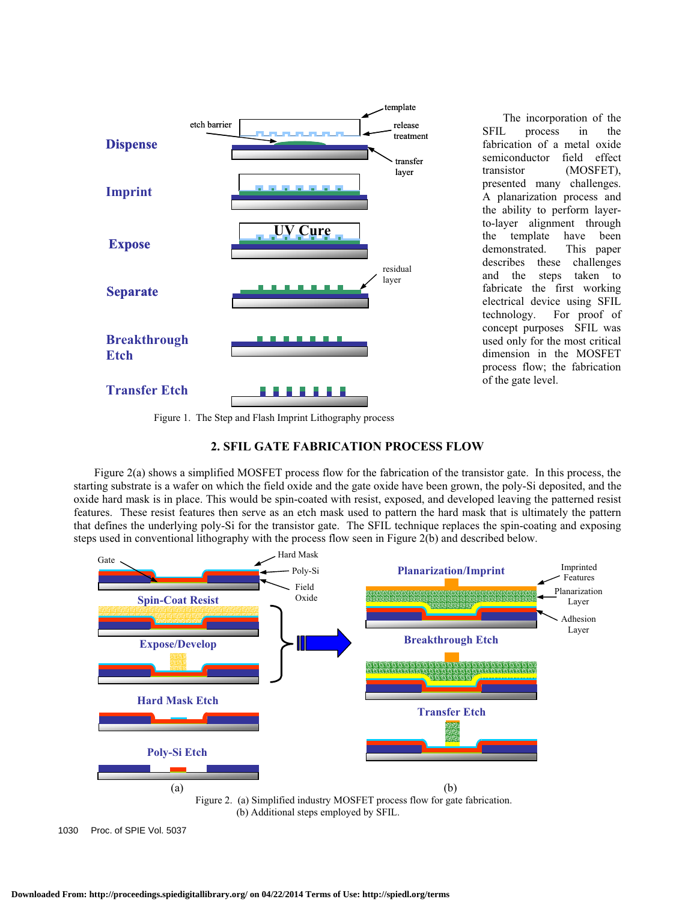Figure 1. The Step and Flash Imprint Lithography process

The incorporation of the SFIL process in the fabrication of a metal oxide semiconductor field effect transistor (MOSFET), presented many challenges. A planarization process and the ability to perform layer-to-layer alignment through the template have been demonstrated. This paper describes these challenges and the steps taken to fabricate the first working electrical device using SFIL technology. For proof of concept purposes SFIL was used only for the most critical dimension in the MOSFET process flow; the fabrication of the gate level.

## 2. SFIL GATE FABRICATION PROCESS FLOW

Figure 2(a) shows a simplified MOSFET process flow for the fabrication of the transistor gate. In this process, the starting substrate is a wafer on which the field oxide and the gate oxide have been grown, the poly-Si deposited, and the oxide hard mask is in place. This would be spin-coated with resist, exposed, and developed leaving the patterned resist features. These resist features then serve as an etch mask used to pattern the hard mask that is ultimately the pattern that defines the underlying poly-Si for the transistor gate. The SFIL technique replaces the spin-coating and exposing steps used in conventional lithography with the process flow seen in Figure 2(b) and described below.

Figure 2. (a) Simplified industry MOSFET process flow for gate fabrication. (b) Additional steps employed by SFIL.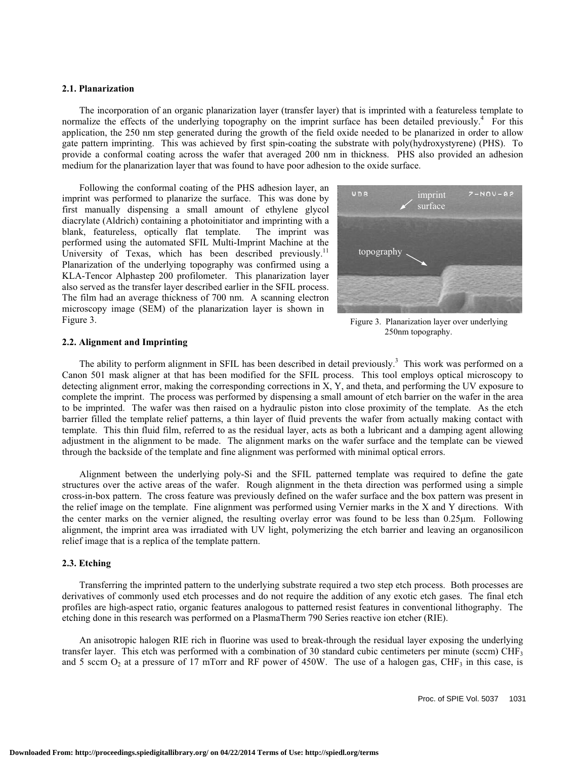### 2.1. Planarization

The incorporation of an organic planarization layer (transfer layer) that is imprinted with a featureless template to normalize the effects of the underlying topography on the imprint surface has been detailed previously.[4] For this application, the 250 nm step generated during the growth of the field oxide needed to be planarized in order to allow gate pattern imprinting. This was achieved by first spin-coating the substrate with poly(hydroxystyrene) (PHS). To provide a conformal coating across the wafer that averaged 200 nm in thickness. PHS also provided an adhesion medium for the planarization layer that was found to have poor adhesion to the oxide surface.

Following the conformal coating of the PHS adhesion layer, an imprint was performed to planarize the surface. This was done by first manually dispensing a small amount of ethylene glycol diacrylate (Aldrich) containing a photoinitiator and imprinting with a blank, featureless, optically flat template. The imprint was performed using the automated SFIL Multi-Imprint Machine at the University of Texas, which has been described previously.[11] Planarization of the underlying topography was confirmed using a KLA-Tencor Alphastep 200 profilometer. This planarization layer also served as the transfer layer described earlier in the SFIL process. The film had an average thickness of 700 nm. A scanning electron microscopy image (SEM) of the planarization layer is shown in Figure 3.

Figure 3. Planarization layer over underlying 250nm topography.

### 2.2. Alignment and Imprinting

The ability to perform alignment in SFIL has been described in detail previously.[3] This work was performed on a Canon 501 mask aligner at that has been modified for the SFIL process. This tool employs optical microscopy to detecting alignment error, making the corresponding corrections in X, Y, and theta, and performing the UV exposure to complete the imprint. The process was performed by dispensing a small amount of etch barrier on the wafer in the area to be imprinted. The wafer was then raised on a hydraulic piston into close proximity of the template. As the etch barrier filled the template relief patterns, a thin layer of fluid prevents the wafer from actually making contact with template. This thin fluid film, referred to as the residual layer, acts as both a lubricant and a damping agent allowing adjustment in the alignment to be made. The alignment marks on the wafer surface and the template can be viewed through the backside of the template and fine alignment was performed with minimal optical errors.

Alignment between the underlying poly-Si and the SFIL patterned template was required to define the gate structures over the active areas of the wafer. Rough alignment in the theta direction was performed using a simple cross-in-box pattern. The cross feature was previously defined on the wafer surface and the box pattern was present in the relief image on the template. Fine alignment was performed using Vernier marks in the X and Y directions. With the center marks on the vernier aligned, the resulting overlay error was found to be less than 0.25μm. Following alignment, the imprint area was irradiated with UV light, polymerizing the etch barrier and leaving an organosilicon relief image that is a replica of the template pattern.

### 2.3. Etching

Transferring the imprinted pattern to the underlying substrate required a two step etch process. Both processes are derivatives of commonly used etch processes and do not require the addition of any exotic etch gases. The final etch profiles are high-aspect ratio, organic features analogous to patterned resist features in conventional lithography. The etching done in this research was performed on a PlasmaTherm 790 Series reactive ion etcher (RIE).

An anisotropic halogen RIE rich in fluorine was used to break-through the residual layer exposing the underlying transfer layer. This etch was performed with a combination of 30 standard cubic centimeters per minute (sccm) $CHF_3$ and 5 sccm $O_2$ at a pressure of 17 mTorr and RF power of 450W. The use of a halogen gas, $CHF_3$ in this case, is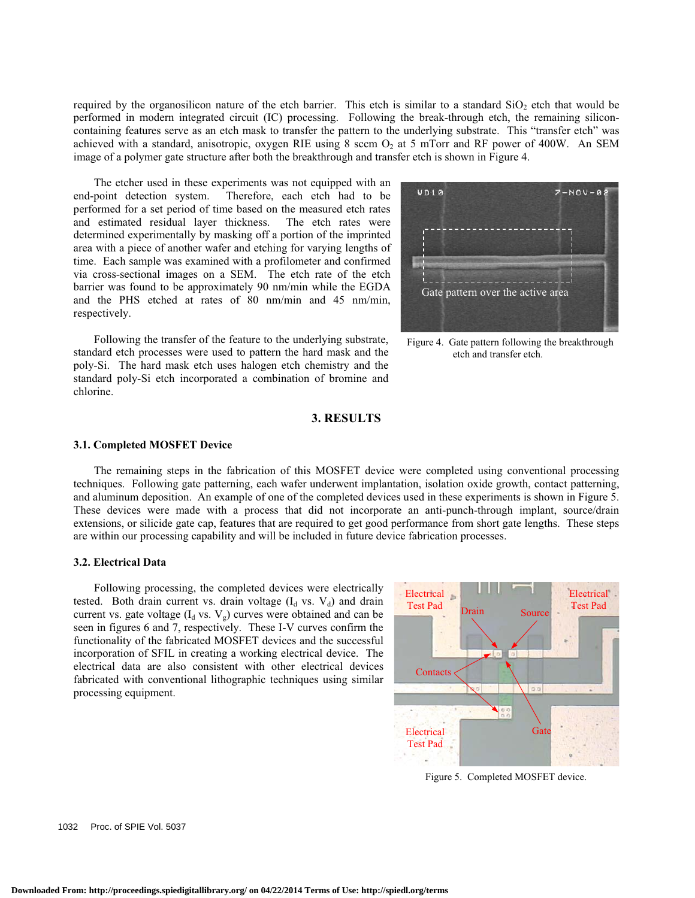required by the organosilicon nature of the etch barrier. This etch is similar to a standard $SiO_2$ etch that would be performed in modern integrated circuit (IC) processing. Following the break-through etch, the remaining silicon-containing features serve as an etch mask to transfer the pattern to the underlying substrate. This "transfer etch" was achieved with a standard, anisotropic, oxygen RIE using 8 sccm $O_2$ at 5 mTorr and RF power of 400W. An SEM image of a polymer gate structure after both the breakthrough and transfer etch is shown in Figure 4.

The etcher used in these experiments was not equipped with an end-point detection system. Therefore, each etch had to be performed for a set period of time based on the measured etch rates and estimated residual layer thickness. The etch rates were determined experimentally by masking off a portion of the imprinted area with a piece of another wafer and etching for varying lengths of time. Each sample was examined with a profilometer and confirmed via cross-sectional images on a SEM. The etch rate of the etch barrier was found to be approximately 90 nm/min while the EGDA and the PHS etched at rates of 80 nm/min and 45 nm/min, respectively.

Following the transfer of the feature to the underlying substrate, standard etch processes were used to pattern the hard mask and the poly-Si. The hard mask etch uses halogen etch chemistry and the standard poly-Si etch incorporated a combination of bromine and chlorine.

Figure 4. Gate pattern following the breakthrough etch and transfer etch.

## 3. RESULTS

### 3.1. Completed MOSFET Device

The remaining steps in the fabrication of this MOSFET device were completed using conventional processing techniques. Following gate patterning, each wafer underwent implantation, isolation oxide growth, contact patterning, and aluminum deposition. An example of one of the completed devices used in these experiments is shown in Figure 5. These devices were made with a process that did not incorporate an anti-punch-through implant, source/drain extensions, or silicide gate cap, features that are required to get good performance from short gate lengths. These steps are within our processing capability and will be included in future device fabrication processes.

### 3.2. Electrical Data

Following processing, the completed devices were electrically tested. Both drain current vs. drain voltage ($I_d$ vs. $V_d$) and drain current vs. gate voltage ($I_d$ vs. $V_g$) curves were obtained and can be seen in figures 6 and 7, respectively. These I-V curves confirm the functionality of the fabricated MOSFET devices and the successful incorporation of SFIL in creating a working electrical device. The electrical data are also consistent with other electrical devices fabricated with conventional lithographic techniques using similar processing equipment.

Figure 5. Completed MOSFET device.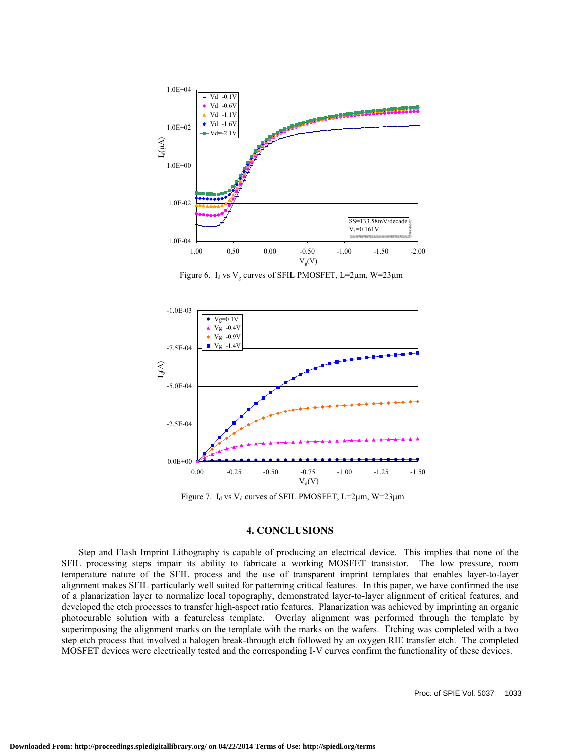Figure 6. $I_d$ vs $V_g$ curves of SFIL PMOSFET, L=2μm, W=23μm

Figure 7. $I_d$ vs $V_d$ curves of SFIL PMOSFET, L=2μm, W=23μm

## 4. CONCLUSIONS

Step and Flash Imprint Lithography is capable of producing an electrical device. This implies that none of the SFIL processing steps impair its ability to fabricate a working MOSFET transistor. The low pressure, room temperature nature of the SFIL process and the use of transparent imprint templates that enables layer-to-layer alignment makes SFIL particularly well suited for patterning critical features. In this paper, we have confirmed the use of a planarization layer to normalize local topography, demonstrated layer-to-layer alignment of critical features, and developed the etch processes to transfer high-aspect ratio features. Planarization was achieved by imprinting an organic photocurable solution with a featureless template. Overlay alignment was performed through the template by superimposing the alignment marks on the template with the marks on the wafers. Etching was completed with a two step etch process that involved a halogen break-through etch followed by an oxygen RIE transfer etch. The completed MOSFET devices were electrically tested and the corresponding I-V curves confirm the functionality of these devices.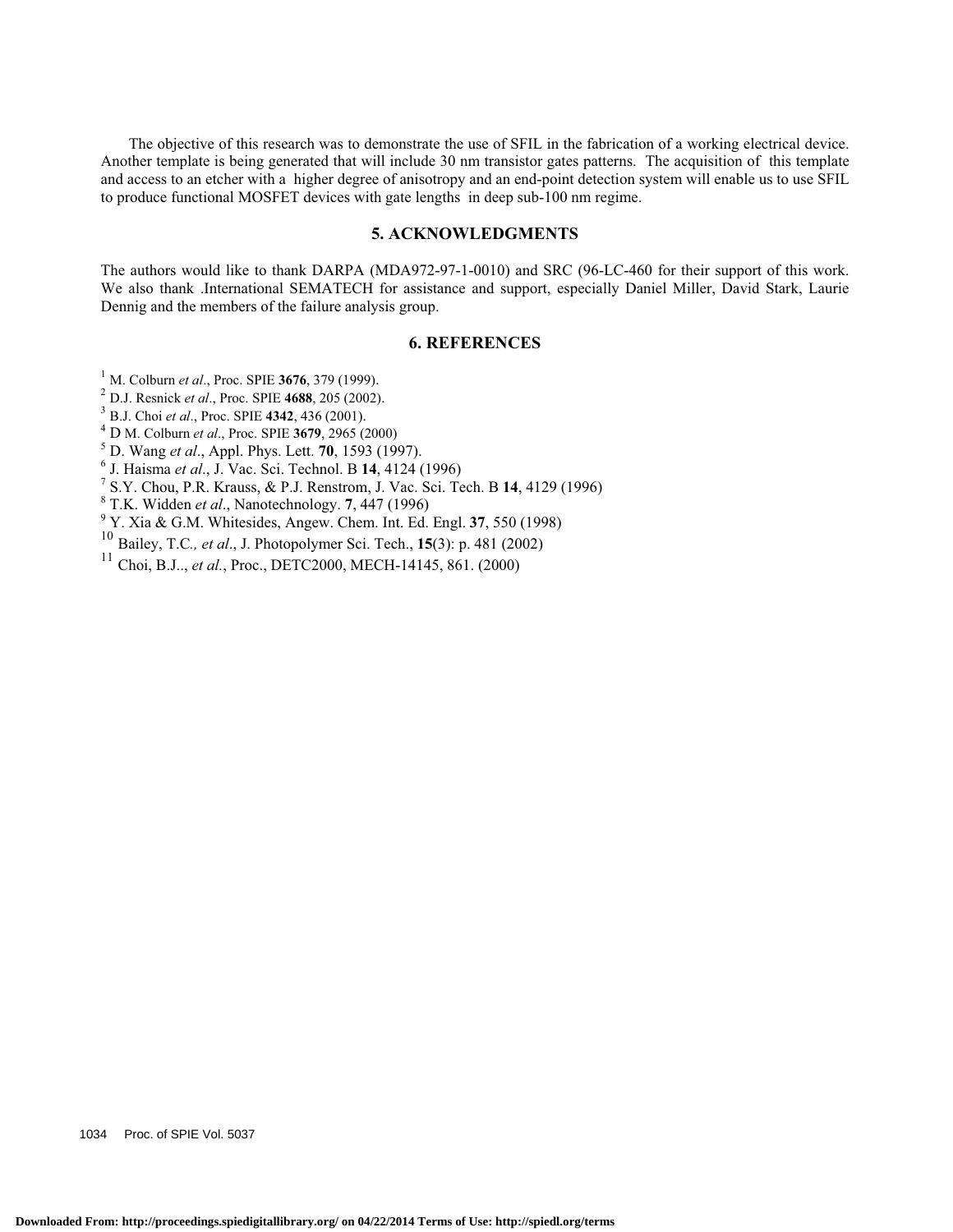The objective of this research was to demonstrate the use of SFIL in the fabrication of a working electrical device. Another template is being generated that will include 30 nm transistor gates patterns. The acquisition of this template and access to an etcher with a higher degree of anisotropy and an end-point detection system will enable us to use SFIL to produce functional MOSFET devices with gate lengths in deep sub-100 nm regime.

## 5. ACKNOWLEDGMENTS

The authors would like to thank DARPA (MDA972-97-1-0010) and SRC (96-LC-460 for their support of this work. We also thank .International SEMATECH for assistance and support, especially Daniel Miller, David Stark, Laurie Dennig and the members of the failure analysis group.

## 6. REFERENCES

[1] M. Colburn *et al*., Proc. SPIE **3676**, 379 (1999).
[2] D.J. Resnick *et al*., Proc. SPIE **4688**, 205 (2002).
[3] B.J. Choi *et al*., Proc. SPIE **4342**, 436 (2001).
[4] D M. Colburn *et al*., Proc. SPIE **3679**, 2965 (2000)
[5] D. Wang *et al*., Appl. Phys. Lett. **70**, 1593 (1997).
[6] J. Haisma *et al*., J. Vac. Sci. Technol. B **14**, 4124 (1996)
[7] S.Y. Chou, P.R. Krauss, & P.J. Renstrom, J. Vac. Sci. Tech. B **14**, 4129 (1996)
[8] T.K. Widden *et al*., Nanotechnology. **7**, 447 (1996)
[9] Y. Xia & G.M. Whitesides, Angew. Chem. Int. Ed. Engl. **37**, 550 (1998)
[10] Bailey, T.C*., et al*., J. Photopolymer Sci. Tech., **15**(3): p. 481 (2002)
[11] Choi, B.J.., *et al.*, Proc., DETC2000, MECH-14145, 861. (2000)